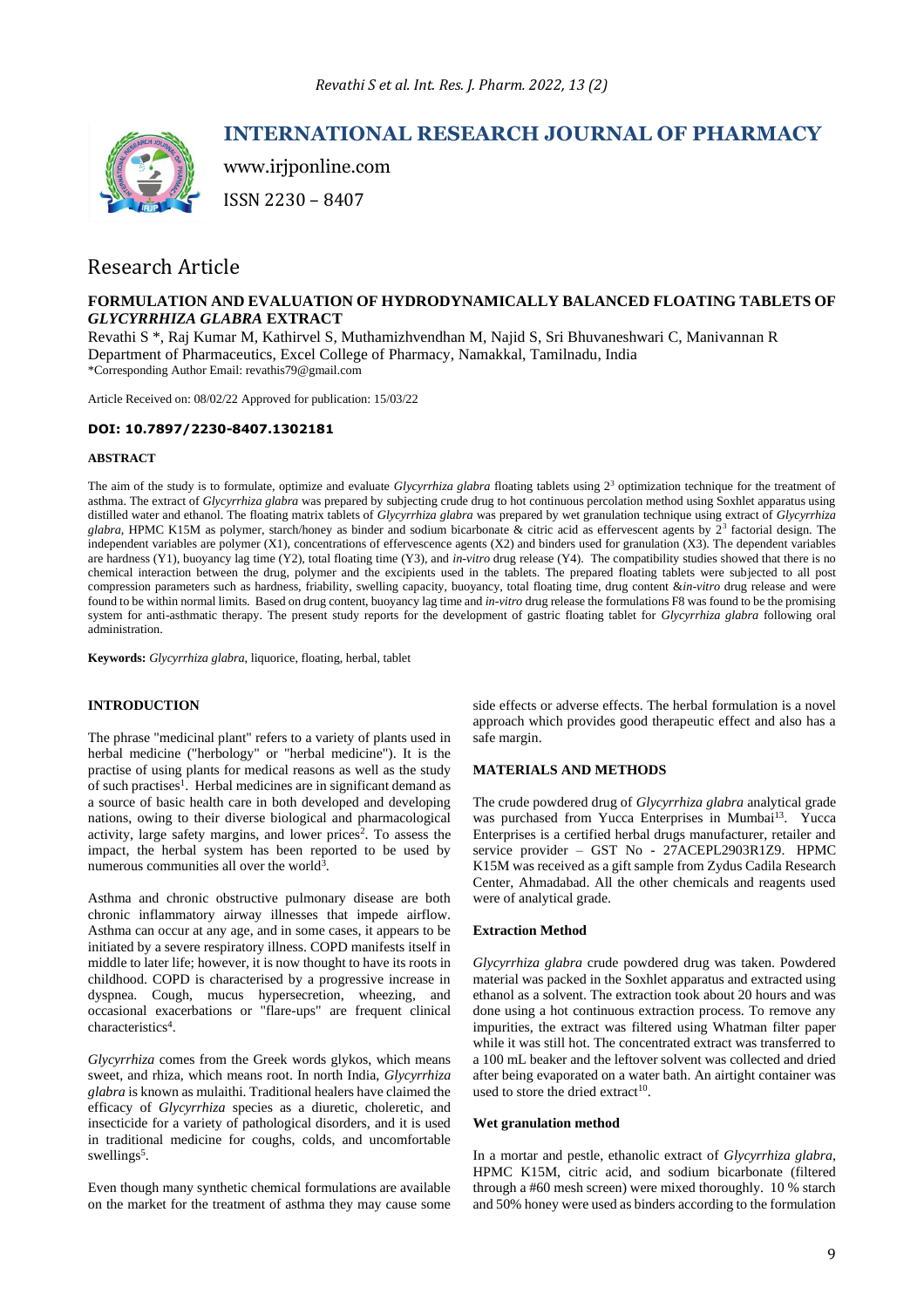# INTERNATIONAL RESEARCH JOURNAL OF PHARMACY

www.irjponline.com

ISSN 2230 – 8407

## Research Article

### FORMULATION AND EVALUATION OF HYDRODYNAMICALLY BALANCED FLOATING TABLETS OF *GLYCYRRHIZA GLABRA* EXTRACT

Revathi S *, Raj Kumar M, Kathirvel S, Muthamizhvendhan M, Najid S, Sri Bhuvaneshwari C, Manivannan R
Department of Pharmaceutics, Excel College of Pharmacy, Namakkal, Tamilnadu, India
*Corresponding Author Email: revathis79@gmail.com

Article Received on: 08/02/22 Approved for publication: 15/03/22

**DOI: 10.7897/2230-8407.1302181**

**ABSTRACT**

The aim of the study is to formulate, optimize and evaluate *Glycyrrhiza glabra* floating tablets using $2^3$ optimization technique for the treatment of asthma. The extract of *Glycyrrhiza glabra* was prepared by subjecting crude drug to hot continuous percolation method using Soxhlet apparatus using distilled water and ethanol. The floating matrix tablets of *Glycyrrhiza glabra* was prepared by wet granulation technique using extract of *Glycyrrhiza glabra*, HPMC K15M as polymer, starch/honey as binder and sodium bicarbonate & citric acid as effervescent agents by $2^3$ factorial design. The independent variables are polymer (X1), concentrations of effervescence agents (X2) and binders used for granulation (X3). The dependent variables are hardness (Y1), buoyancy lag time (Y2), total floating time (Y3), and *in-vitro* drug release (Y4). The compatibility studies showed that there is no chemical interaction between the drug, polymer and the excipients used in the tablets. The prepared floating tablets were subjected to all post compression parameters such as hardness, friability, swelling capacity, buoyancy, total floating time, drug content &*in-vitro* drug release and were found to be within normal limits. Based on drug content, buoyancy lag time and *in-vitro* drug release the formulations F8 was found to be the promising system for anti-asthmatic therapy. The present study reports for the development of gastric floating tablet for *Glycyrrhiza glabra* following oral administration.

**Keywords:** *Glycyrrhiza glabra*, liquorice, floating, herbal, tablet

## INTRODUCTION

The phrase "medicinal plant" refers to a variety of plants used in herbal medicine ("herbology" or "herbal medicine"). It is the practise of using plants for medical reasons as well as the study of such practises[1]. Herbal medicines are in significant demand as a source of basic health care in both developed and developing nations, owing to their diverse biological and pharmacological activity, large safety margins, and lower prices[2]. To assess the impact, the herbal system has been reported to be used by numerous communities all over the world[3].

Asthma and chronic obstructive pulmonary disease are both chronic inflammatory airway illnesses that impede airflow. Asthma can occur at any age, and in some cases, it appears to be initiated by a severe respiratory illness. COPD manifests itself in middle to later life; however, it is now thought to have its roots in childhood. COPD is characterised by a progressive increase in dyspnea. Cough, mucus hypersecretion, wheezing, and occasional exacerbations or "flare-ups" are frequent clinical characteristics[4].

*Glycyrrhiza* comes from the Greek words glykos, which means sweet, and rhiza, which means root. In north India, *Glycyrrhiza glabra* is known as mulaithi. Traditional healers have claimed the efficacy of *Glycyrrhiza* species as a diuretic, choleretic, and insecticide for a variety of pathological disorders, and it is used in traditional medicine for coughs, colds, and uncomfortable swellings[5].

Even though many synthetic chemical formulations are available on the market for the treatment of asthma they may cause some side effects or adverse effects. The herbal formulation is a novel approach which provides good therapeutic effect and also has a safe margin.

## MATERIALS AND METHODS

The crude powdered drug of *Glycyrrhiza glabra* analytical grade was purchased from Yucca Enterprises in Mumbai[13]. Yucca Enterprises is a certified herbal drugs manufacturer, retailer and service provider – GST No - 27ACEPL2903R1Z9. HPMC K15M was received as a gift sample from Zydus Cadila Research Center, Ahmadabad. All the other chemicals and reagents used were of analytical grade.

### Extraction Method

*Glycyrrhiza glabra* crude powdered drug was taken. Powdered material was packed in the Soxhlet apparatus and extracted using ethanol as a solvent. The extraction took about 20 hours and was done using a hot continuous extraction process. To remove any impurities, the extract was filtered using Whatman filter paper while it was still hot. The concentrated extract was transferred to a 100 mL beaker and the leftover solvent was collected and dried after being evaporated on a water bath. An airtight container was used to store the dried extract[10].

### Wet granulation method

In a mortar and pestle, ethanolic extract of *Glycyrrhiza glabra*, HPMC K15M, citric acid, and sodium bicarbonate (filtered through a #60 mesh screen) were mixed thoroughly. 10 % starch and 50% honey were used as binders according to the formulation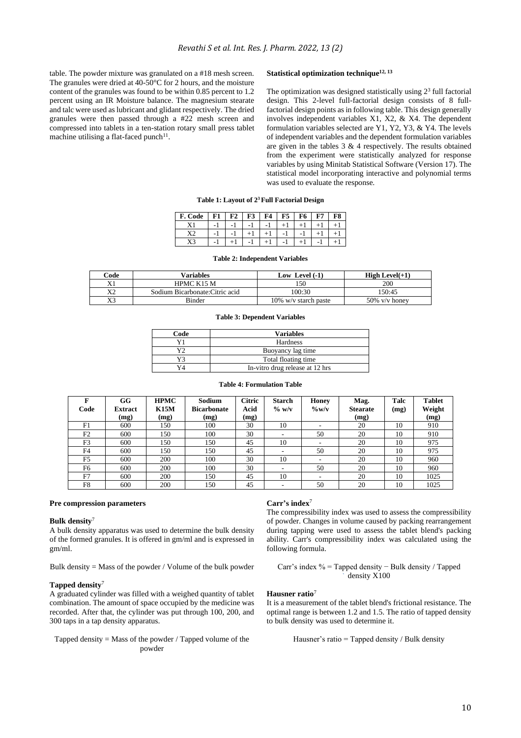table. The powder mixture was granulated on a #18 mesh screen. The granules were dried at 40-50°C for 2 hours, and the moisture content of the granules was found to be within 0.85 percent to 1.2 percent using an IR Moisture balance. The magnesium stearate and talc were used as lubricant and glidant respectively. The dried granules were then passed through a #22 mesh screen and compressed into tablets in a ten-station rotary small press tablet machine utilising a flat-faced punch[11].

**Statistical optimization technique[12, 13]**

The optimization was designed statistically using $2^3$ full factorial design. This 2-level full-factorial design consists of 8 full-factorial design points as in following table. This design generally involves independent variables X1, X2, & X4. The dependent formulation variables selected are Y1, Y2, Y3, & Y4. The levels of independent variables and the dependent formulation variables are given in the tables 3 & 4 respectively. The results obtained from the experiment were statistically analyzed for response variables by using Minitab Statistical Software (Version 17). The statistical model incorporating interactive and polynomial terms was used to evaluate the response.

**Table 1: Layout of $2^3$ Full Factorial Design**

| F. Code | F1 | F2 | F3 | F4 | F5 | F6 | F7 | F8 |
|---|---|---|---|---|---|---|---|---|
| X1 | -1 | -1 | -1 | -1 | +1 | +1 | +1 | +1 |
| X2 | -1 | -1 | +1 | +1 | -1 | -1 | +1 | +1 |
| X3 | -1 | +1 | -1 | +1 | -1 | +1 | -1 | +1 |

**Table 2: Independent Variables**

| Code | Variables | Low Level (-1) | High Level(+1) |
|---|---|---|---|
| X1 | HPMC K15 M | 150 | 200 |
| X2 | Sodium Bicarbonate:Citric acid | 100:30 | 150:45 |
| X3 | Binder | 10% w/v starch paste | 50% v/v honey |

**Table 3: Dependent Variables**

| Code | Variables |
|---|---|
| Y1 | Hardness |
| Y2 | Buoyancy lag time |
| Y3 | Total floating time |
| Y4 | In-vitro drug release at 12 hrs |

**Table 4: Formulation Table**

| F Code | GG Extract (mg) | HPMC K15M (mg) | Sodium Bicarbonate (mg) | Citric Acid (mg) | Starch % w/v | Honey %w/v | Mag. Stearate (mg) | Talc (mg) | Tablet Weight (mg) |
|---|---|---|---|---|---|---|---|---|---|
| F1 | 600 | 150 | 100 | 30 | 10 | - | 20 | 10 | 910 |
| F2 | 600 | 150 | 100 | 30 | - | 50 | 20 | 10 | 910 |
| F3 | 600 | 150 | 150 | 45 | 10 | - | 20 | 10 | 975 |
| F4 | 600 | 150 | 150 | 45 | - | 50 | 20 | 10 | 975 |
| F5 | 600 | 200 | 100 | 30 | 10 | - | 20 | 10 | 960 |
| F6 | 600 | 200 | 100 | 30 | - | 50 | 20 | 10 | 960 |
| F7 | 600 | 200 | 150 | 45 | 10 | - | 20 | 10 | 1025 |
| F8 | 600 | 200 | 150 | 45 | - | 50 | 20 | 10 | 1025 |

**Pre compression parameters**

**Bulk density**[7]

A bulk density apparatus was used to determine the bulk density of the formed granules. It is offered in gm/ml and is expressed in gm/ml.

Bulk density = Mass of the powder / Volume of the bulk powder

**Tapped density**[7]

A graduated cylinder was filled with a weighed quantity of tablet combination. The amount of space occupied by the medicine was recorded. After that, the cylinder was put through 100, 200, and 300 taps in a tap density apparatus.

Tapped density = Mass of the powder / Tapped volume of the powder

**Carr's index**[7]

The compressibility index was used to assess the compressibility of powder. Changes in volume caused by packing rearrangement during tapping were used to assess the tablet blend's packing ability. Carr's compressibility index was calculated using the following formula.

Carr's index % = Tapped density − Bulk density / Tapped density X100

**Hausner ratio**[7]

It is a measurement of the tablet blend's frictional resistance. The optimal range is between 1.2 and 1.5. The ratio of tapped density to bulk density was used to determine it.

Hausner's ratio = Tapped density / Bulk density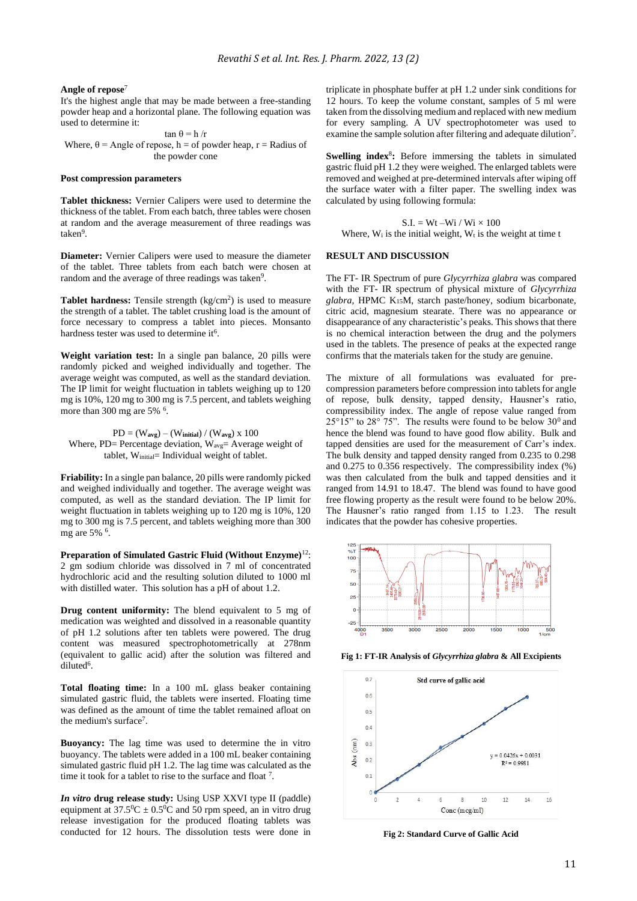**Angle of repose**[7]

It's the highest angle that may be made between a free-standing powder heap and a horizontal plane. The following equation was used to determine it:

$$\tan \theta = h / r$$

Where, θ = Angle of repose, h = of powder heap, r = Radius of the powder cone

**Post compression parameters**

**Tablet thickness:** Vernier Calipers were used to determine the thickness of the tablet. From each batch, three tables were chosen at random and the average measurement of three readings was taken[9].

**Diameter:** Vernier Calipers were used to measure the diameter of the tablet. Three tablets from each batch were chosen at random and the average of three readings was taken[9].

**Tablet hardness:** Tensile strength (kg/cm$^2$) is used to measure the strength of a tablet. The tablet crushing load is the amount of force necessary to compress a tablet into pieces. Monsanto hardness tester was used to determine it[6].

**Weight variation test:** In a single pan balance, 20 pills were randomly picked and weighed individually and together. The average weight was computed, as well as the standard deviation. The IP limit for weight fluctuation in tablets weighing up to 120 mg is 10%, 120 mg to 300 mg is 7.5 percent, and tablets weighing more than 300 mg are 5% [6].

$$PD = (W_{avg}) - (W_{initial}) / (W_{avg}) \times 100$$

Where, PD= Percentage deviation, $W_{avg}$= Average weight of tablet, $W_{initial}$= Individual weight of tablet.

**Friability:** In a single pan balance, 20 pills were randomly picked and weighed individually and together. The average weight was computed, as well as the standard deviation. The IP limit for weight fluctuation in tablets weighing up to 120 mg is 10%, 120 mg to 300 mg is 7.5 percent, and tablets weighing more than 300 mg are 5% [6].

**Preparation of Simulated Gastric Fluid (Without Enzyme)**[12]: 2 gm sodium chloride was dissolved in 7 ml of concentrated hydrochloric acid and the resulting solution diluted to 1000 ml with distilled water. This solution has a pH of about 1.2.

**Drug content uniformity:** The blend equivalent to 5 mg of medication was weighted and dissolved in a reasonable quantity of pH 1.2 solutions after ten tablets were powered. The drug content was measured spectrophotometrically at 278nm (equivalent to gallic acid) after the solution was filtered and diluted[6].

**Total floating time:** In a 100 mL glass beaker containing simulated gastric fluid, the tablets were inserted. Floating time was defined as the amount of time the tablet remained afloat on the medium's surface[7].

**Buoyancy:** The lag time was used to determine the in vitro buoyancy. The tablets were added in a 100 mL beaker containing simulated gastric fluid pH 1.2. The lag time was calculated as the time it took for a tablet to rise to the surface and float [7].

***In vitro* drug release study:** Using USP XXVI type II (paddle) equipment at $37.5^0C \pm 0.5^0C$ and 50 rpm speed, an in vitro drug release investigation for the produced floating tablets was conducted for 12 hours. The dissolution tests were done in triplicate in phosphate buffer at pH 1.2 under sink conditions for 12 hours. To keep the volume constant, samples of 5 ml were taken from the dissolving medium and replaced with new medium for every sampling. A UV spectrophotometer was used to examine the sample solution after filtering and adequate dilution[7].

**Swelling index**[8]**:** Before immersing the tablets in simulated gastric fluid pH 1.2 they were weighed. The enlarged tablets were removed and weighed at pre-determined intervals after wiping off the surface water with a filter paper. The swelling index was calculated by using following formula:

$$S.I. = Wt - Wi / Wi \times 100$$

Where, $W_i$ is the initial weight, $W_t$ is the weight at time t

## RESULT AND DISCUSSION

The FT- IR Spectrum of pure *Glycyrrhiza glabra* was compared with the FT- IR spectrum of physical mixture of *Glycyrrhiza glabra*, HPMC $K_{15}M$, starch paste/honey, sodium bicarbonate, citric acid, magnesium stearate. There was no appearance or disappearance of any characteristic's peaks. This shows that there is no chemical interaction between the drug and the polymers used in the tablets. The presence of peaks at the expected range confirms that the materials taken for the study are genuine.

The mixture of all formulations was evaluated for pre-compression parameters before compression into tablets for angle of repose, bulk density, tapped density, Hausner's ratio, compressibility index. The angle of repose value ranged from 25°15" to 28° 75". The results were found to be below $30^0$ and hence the blend was found to have good flow ability. Bulk and tapped densities are used for the measurement of Carr's index. The bulk density and tapped density ranged from 0.235 to 0.298 and 0.275 to 0.356 respectively. The compressibility index (%) was then calculated from the bulk and tapped densities and it ranged from 14.91 to 18.47. The blend was found to have good free flowing property as the result were found to be below 20%. The Hausner's ratio ranged from 1.15 to 1.23. The result indicates that the powder has cohesive properties.

**Fig 1: FT-IR Analysis of *Glycyrrhiza glabra* & All Excipients**

**Fig 2: Standard Curve of Gallic Acid**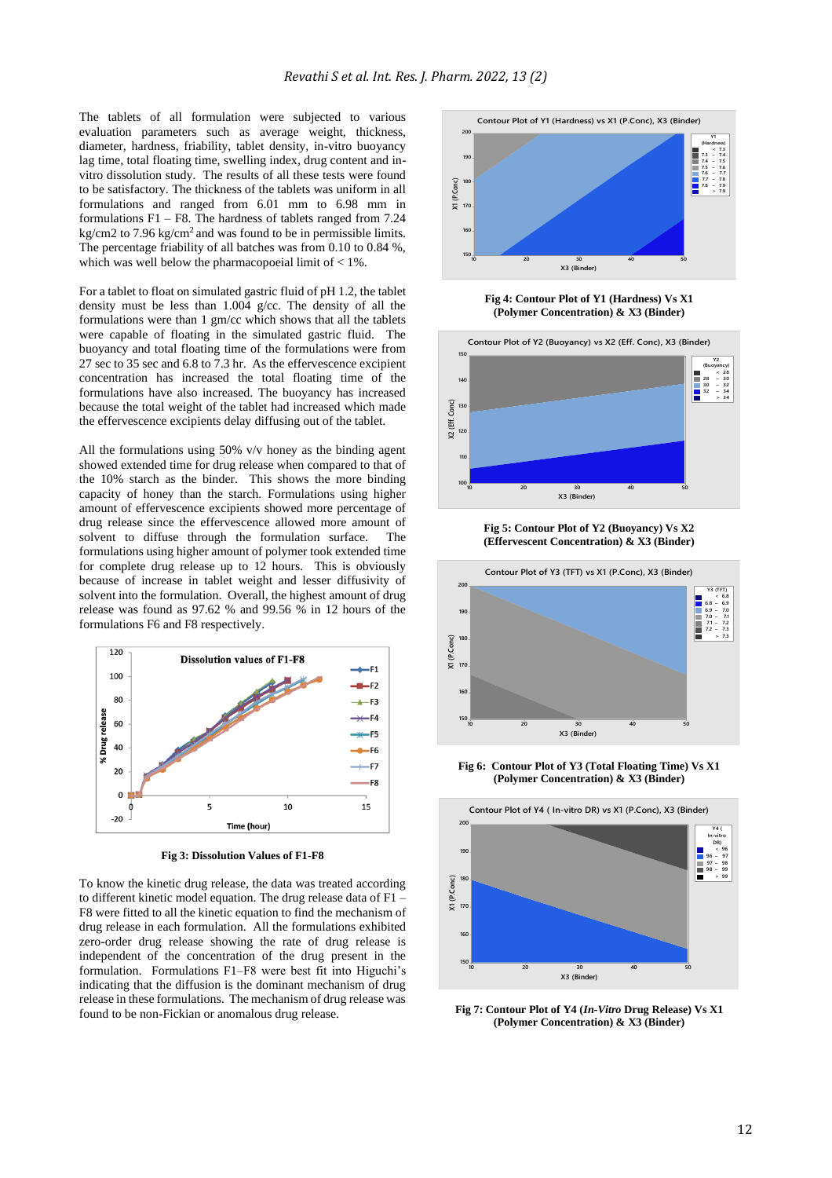The tablets of all formulation were subjected to various evaluation parameters such as average weight, thickness, diameter, hardness, friability, tablet density, in-vitro buoyancy lag time, total floating time, swelling index, drug content and in-vitro dissolution study. The results of all these tests were found to be satisfactory. The thickness of the tablets was uniform in all formulations and ranged from 6.01 mm to 6.98 mm in formulations F1 – F8. The hardness of tablets ranged from 7.24 kg/cm2 to 7.96 kg/cm$^2$ and was found to be in permissible limits. The percentage friability of all batches was from 0.10 to 0.84 %, which was well below the pharmacopoeial limit of < 1%.

For a tablet to float on simulated gastric fluid of pH 1.2, the tablet density must be less than 1.004 g/cc. The density of all the formulations were than 1 gm/cc which shows that all the tablets were capable of floating in the simulated gastric fluid. The buoyancy and total floating time of the formulations were from 27 sec to 35 sec and 6.8 to 7.3 hr. As the effervescence excipient concentration has increased the total floating time of the formulations have also increased. The buoyancy has increased because the total weight of the tablet had increased which made the effervescence excipients delay diffusing out of the tablet.

All the formulations using 50% v/v honey as the binding agent showed extended time for drug release when compared to that of the 10% starch as the binder. This shows the more binding capacity of honey than the starch. Formulations using higher amount of effervescence excipients showed more percentage of drug release since the effervescence allowed more amount of solvent to diffuse through the formulation surface. The formulations using higher amount of polymer took extended time for complete drug release up to 12 hours. This is obviously because of increase in tablet weight and lesser diffusivity of solvent into the formulation. Overall, the highest amount of drug release was found as 97.62 % and 99.56 % in 12 hours of the formulations F6 and F8 respectively.

**Fig 3: Dissolution Values of F1-F8**

To know the kinetic drug release, the data was treated according to different kinetic model equation. The drug release data of F1 – F8 were fitted to all the kinetic equation to find the mechanism of drug release in each formulation. All the formulations exhibited zero-order drug release showing the rate of drug release is independent of the concentration of the drug present in the formulation. Formulations F1–F8 were best fit into Higuchi's indicating that the diffusion is the dominant mechanism of drug release in these formulations. The mechanism of drug release was found to be non-Fickian or anomalous drug release.

**Fig 4: Contour Plot of Y1 (Hardness) Vs X1 (Polymer Concentration) & X3 (Binder)**

**Fig 5: Contour Plot of Y2 (Buoyancy) Vs X2 (Effervescent Concentration) & X3 (Binder)**

**Fig 6: Contour Plot of Y3 (Total Floating Time) Vs X1 (Polymer Concentration) & X3 (Binder)**

**Fig 7: Contour Plot of Y4 (*In-Vitro* Drug Release) Vs X1 (Polymer Concentration) & X3 (Binder)**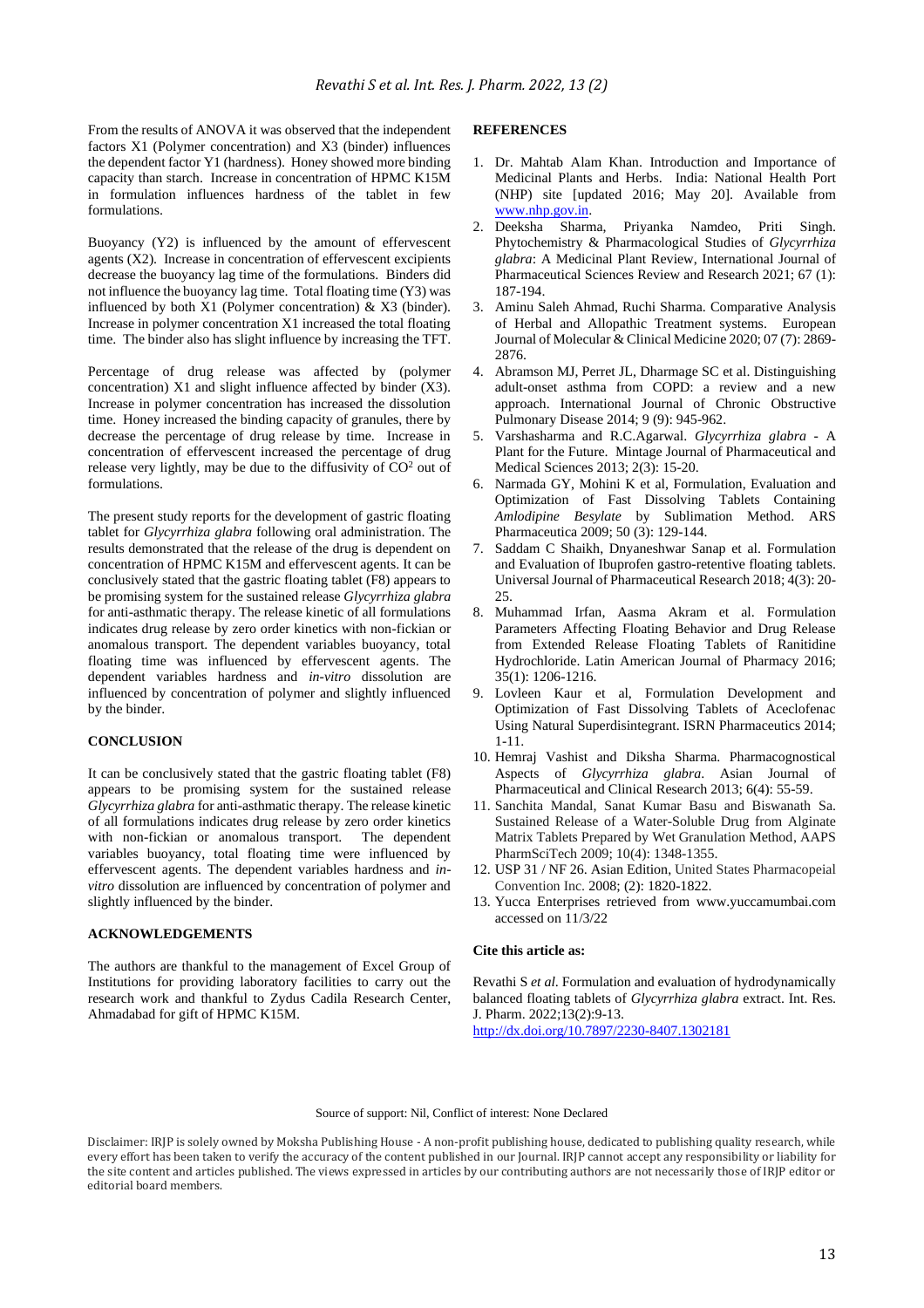From the results of ANOVA it was observed that the independent factors X1 (Polymer concentration) and X3 (binder) influences the dependent factor Y1 (hardness). Honey showed more binding capacity than starch. Increase in concentration of HPMC K15M in formulation influences hardness of the tablet in few formulations.

Buoyancy (Y2) is influenced by the amount of effervescent agents (X2). Increase in concentration of effervescent excipients decrease the buoyancy lag time of the formulations. Binders did not influence the buoyancy lag time. Total floating time (Y3) was influenced by both X1 (Polymer concentration) & X3 (binder). Increase in polymer concentration X1 increased the total floating time. The binder also has slight influence by increasing the TFT.

Percentage of drug release was affected by (polymer concentration) X1 and slight influence affected by binder (X3). Increase in polymer concentration has increased the dissolution time. Honey increased the binding capacity of granules, there by decrease the percentage of drug release by time. Increase in concentration of effervescent increased the percentage of drug release very lightly, may be due to the diffusivity of $CO^2$ out of formulations.

The present study reports for the development of gastric floating tablet for *Glycyrrhiza glabra* following oral administration. The results demonstrated that the release of the drug is dependent on concentration of HPMC K15M and effervescent agents. It can be conclusively stated that the gastric floating tablet (F8) appears to be promising system for the sustained release *Glycyrrhiza glabra* for anti-asthmatic therapy. The release kinetic of all formulations indicates drug release by zero order kinetics with non-fickian or anomalous transport. The dependent variables buoyancy, total floating time was influenced by effervescent agents. The dependent variables hardness and *in-vitro* dissolution are influenced by concentration of polymer and slightly influenced by the binder.

## CONCLUSION

It can be conclusively stated that the gastric floating tablet (F8) appears to be promising system for the sustained release *Glycyrrhiza glabra* for anti-asthmatic therapy. The release kinetic of all formulations indicates drug release by zero order kinetics with non-fickian or anomalous transport. The dependent variables buoyancy, total floating time were influenced by effervescent agents. The dependent variables hardness and *in-vitro* dissolution are influenced by concentration of polymer and slightly influenced by the binder.

## ACKNOWLEDGEMENTS

The authors are thankful to the management of Excel Group of Institutions for providing laboratory facilities to carry out the research work and thankful to Zydus Cadila Research Center, Ahmadabad for gift of HPMC K15M.

## REFERENCES

1. Dr. Mahtab Alam Khan. Introduction and Importance of Medicinal Plants and Herbs. India: National Health Port (NHP) site [updated 2016; May 20]. Available from www.nhp.gov.in.
2. Deeksha Sharma, Priyanka Namdeo, Priti Singh. Phytochemistry & Pharmacological Studies of *Glycyrrhiza glabra*: A Medicinal Plant Review, International Journal of Pharmaceutical Sciences Review and Research 2021; 67 (1): 187-194.
3. Aminu Saleh Ahmad, Ruchi Sharma. Comparative Analysis of Herbal and Allopathic Treatment systems. European Journal of Molecular & Clinical Medicine 2020; 07 (7): 2869-2876.
4. Abramson MJ, Perret JL, Dharmage SC et al. Distinguishing adult-onset asthma from COPD: a review and a new approach. International Journal of Chronic Obstructive Pulmonary Disease 2014; 9 (9): 945-962.
5. Varshasharma and R.C.Agarwal. *Glycyrrhiza glabra* - A Plant for the Future. Mintage Journal of Pharmaceutical and Medical Sciences 2013; 2(3): 15-20.
6. Narmada GY, Mohini K et al, Formulation, Evaluation and Optimization of Fast Dissolving Tablets Containing *Amlodipine Besylate* by Sublimation Method. ARS Pharmaceutica 2009; 50 (3): 129-144.
7. Saddam C Shaikh, Dnyaneshwar Sanap et al. Formulation and Evaluation of Ibuprofen gastro-retentive floating tablets. Universal Journal of Pharmaceutical Research 2018; 4(3): 20-25.
8. Muhammad Irfan, Aasma Akram et al. Formulation Parameters Affecting Floating Behavior and Drug Release from Extended Release Floating Tablets of Ranitidine Hydrochloride. Latin American Journal of Pharmacy 2016; 35(1): 1206-1216.
9. Lovleen Kaur et al, Formulation Development and Optimization of Fast Dissolving Tablets of Aceclofenac Using Natural Superdisintegrant. ISRN Pharmaceutics 2014; 1-11.
10. Hemraj Vashist and Diksha Sharma. Pharmacognostical Aspects of *Glycyrrhiza glabra*. Asian Journal of Pharmaceutical and Clinical Research 2013; 6(4): 55-59.
11. Sanchita Mandal, Sanat Kumar Basu and Biswanath Sa. Sustained Release of a Water-Soluble Drug from Alginate Matrix Tablets Prepared by Wet Granulation Method, AAPS PharmSciTech 2009; 10(4): 1348-1355.
12. USP 31 / NF 26. Asian Edition, United States Pharmacopeial Convention Inc. 2008; (2): 1820-1822.
13. Yucca Enterprises retrieved from www.yuccamumbai.com accessed on 11/3/22

**Cite this article as:**

Revathi S *et al*. Formulation and evaluation of hydrodynamically balanced floating tablets of *Glycyrrhiza glabra* extract. Int. Res. J. Pharm. 2022;13(2):9-13.
http://dx.doi.org/10.7897/2230-8407.1302181

Source of support: Nil, Conflict of interest: None Declared

Disclaimer: IRJP is solely owned by Moksha Publishing House - A non-profit publishing house, dedicated to publishing quality research, while every effort has been taken to verify the accuracy of the content published in our Journal. IRJP cannot accept any responsibility or liability for the site content and articles published. The views expressed in articles by our contributing authors are not necessarily those of IRJP editor or editorial board members.